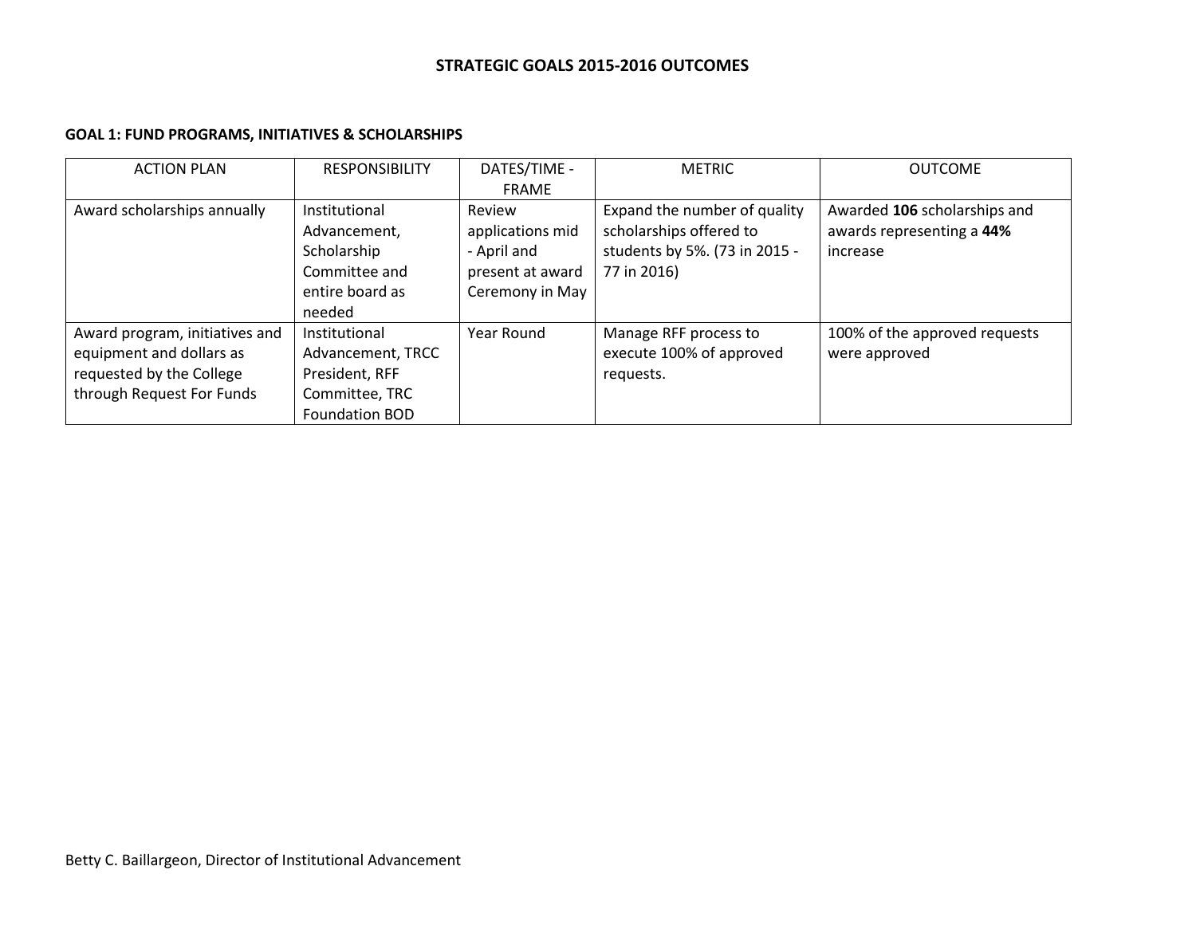# STRATEGIC GOALS 2015-2016 OUTCOMES

## GOAL 1: FUND PROGRAMS, INITIATIVES & SCHOLARSHIPS

| ACTION PLAN | RESPONSIBILITY | DATES/TIME - FRAME | METRIC | OUTCOME |
|---|---|---|---|---|
| Award scholarships annually | Institutional Advancement, Scholarship Committee and entire board as needed | Review applications mid - April and present at award Ceremony in May | Expand the number of quality scholarships offered to students by 5%. (73 in 2015 - 77 in 2016) | Awarded **106** scholarships and awards representing a **44%** increase |
| Award program, initiatives and equipment and dollars as requested by the College through Request For Funds | Institutional Advancement, TRCC President, RFF Committee, TRC Foundation BOD | Year Round | Manage RFF process to execute 100% of approved requests. | 100% of the approved requests were approved |

Betty C. Baillargeon, Director of Institutional Advancement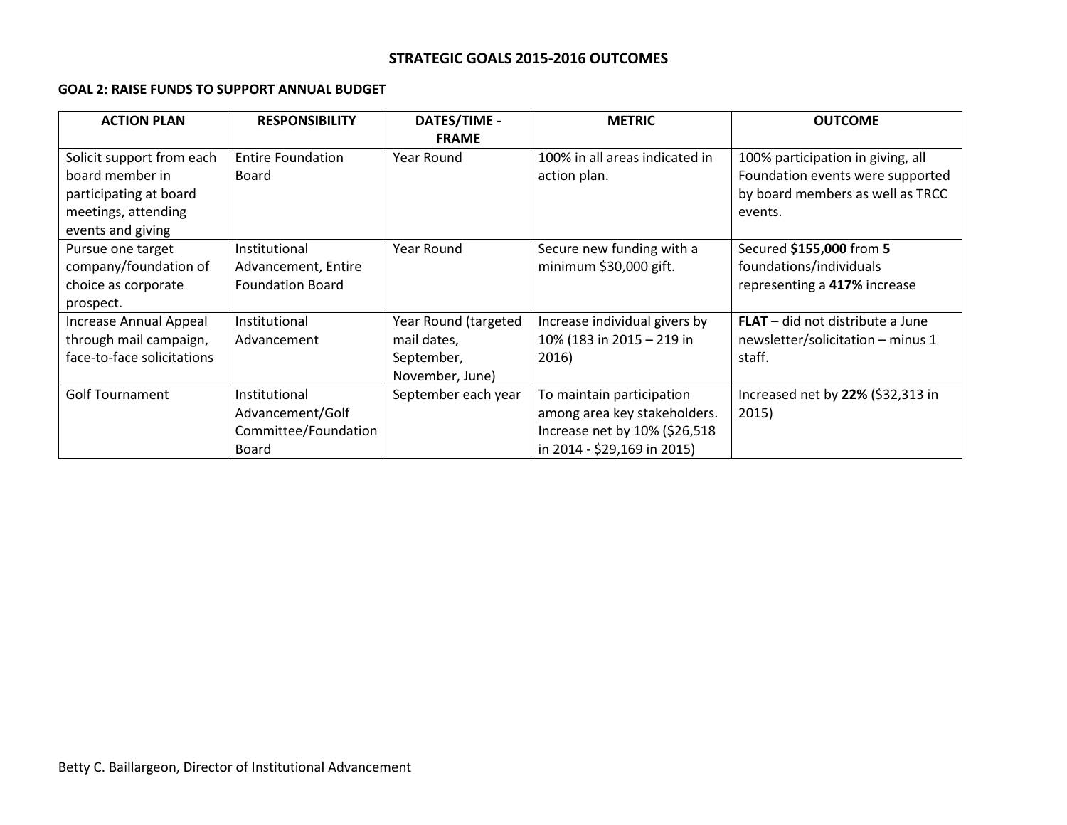# STRATEGIC GOALS 2015-2016 OUTCOMES

## GOAL 2: RAISE FUNDS TO SUPPORT ANNUAL BUDGET

| ACTION PLAN | RESPONSIBILITY | DATES/TIME - FRAME | METRIC | OUTCOME |
|---|---|---|---|---|
| Solicit support from each board member in participating at board meetings, attending events and giving | Entire Foundation Board | Year Round | 100% in all areas indicated in action plan. | 100% participation in giving, all Foundation events were supported by board members as well as TRCC events. |
| Pursue one target company/foundation of choice as corporate prospect. | Institutional Advancement, Entire Foundation Board | Year Round | Secure new funding with a minimum $30,000 gift. | Secured **$155,000** from **5** foundations/individuals representing a **417%** increase |
| Increase Annual Appeal through mail campaign, face-to-face solicitations | Institutional Advancement | Year Round (targeted mail dates, September, November, June) | Increase individual givers by 10% (183 in 2015 – 219 in 2016) | **FLAT** – did not distribute a June newsletter/solicitation – minus 1 staff. |
| Golf Tournament | Institutional Advancement/Golf Committee/Foundation Board | September each year | To maintain participation among area key stakeholders. Increase net by 10% ($26,518 in 2014 - $29,169 in 2015) | Increased net by **22%** ($32,313 in 2015) |

Betty C. Baillargeon, Director of Institutional Advancement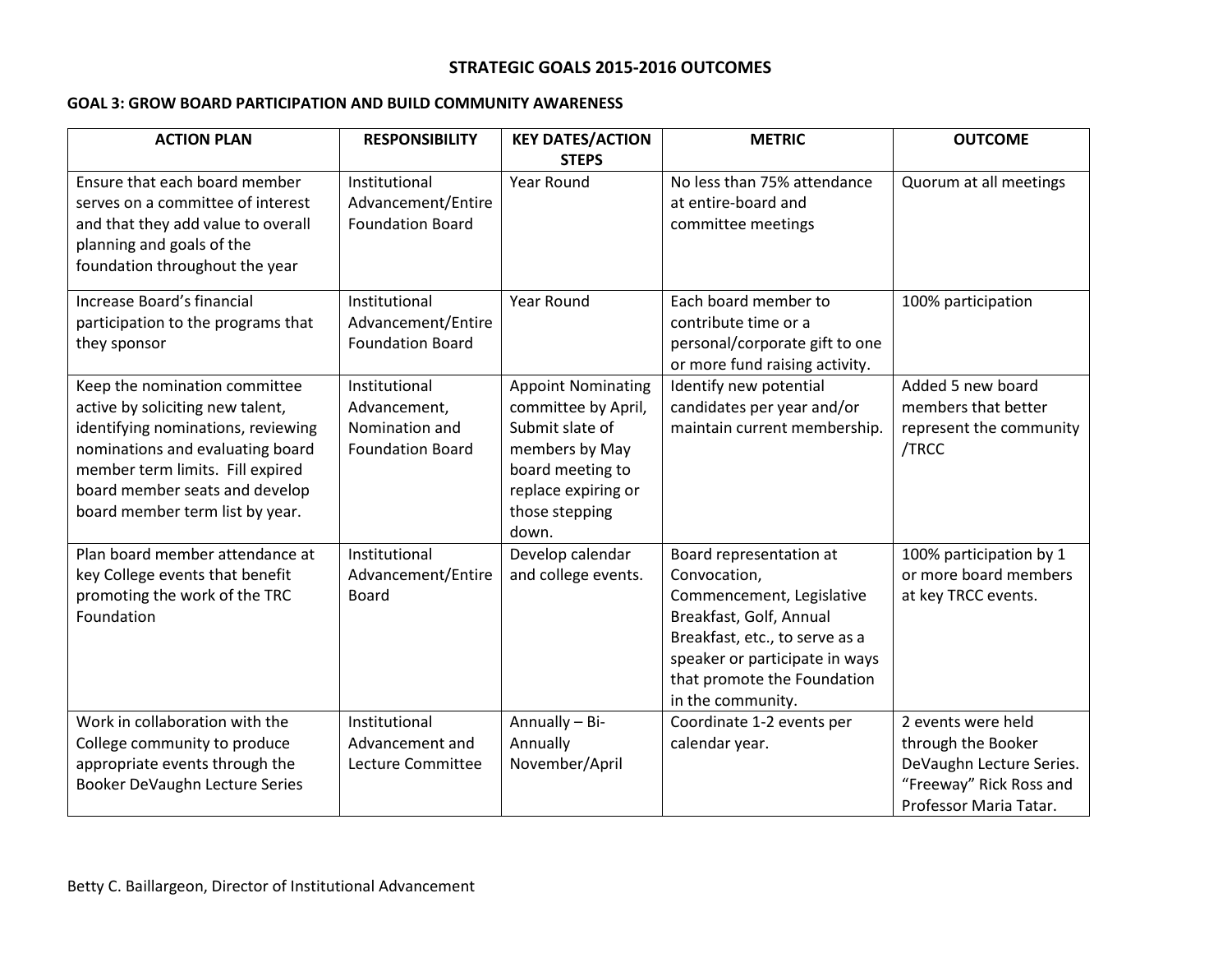## STRATEGIC GOALS 2015-2016 OUTCOMES

### GOAL 3: GROW BOARD PARTICIPATION AND BUILD COMMUNITY AWARENESS

| ACTION PLAN | RESPONSIBILITY | KEY DATES/ACTION STEPS | METRIC | OUTCOME |
|---|---|---|---|---|
| Ensure that each board member serves on a committee of interest and that they add value to overall planning and goals of the foundation throughout the year | Institutional Advancement/Entire Foundation Board | Year Round | No less than 75% attendance at entire-board and committee meetings | Quorum at all meetings |
| Increase Board's financial participation to the programs that they sponsor | Institutional Advancement/Entire Foundation Board | Year Round | Each board member to contribute time or a personal/corporate gift to one or more fund raising activity. | 100% participation |
| Keep the nomination committee active by soliciting new talent, identifying nominations, reviewing nominations and evaluating board member term limits. Fill expired board member seats and develop board member term list by year. | Institutional Advancement, Nomination and Foundation Board | Appoint Nominating committee by April, Submit slate of members by May board meeting to replace expiring or those stepping down. | Identify new potential candidates per year and/or maintain current membership. | Added 5 new board members that better represent the community /TRCC |
| Plan board member attendance at key College events that benefit promoting the work of the TRC Foundation | Institutional Advancement/Entire Board | Develop calendar and college events. | Board representation at Convocation, Commencement, Legislative Breakfast, Golf, Annual Breakfast, etc., to serve as a speaker or participate in ways that promote the Foundation in the community. | 100% participation by 1 or more board members at key TRCC events. |
| Work in collaboration with the College community to produce appropriate events through the Booker DeVaughn Lecture Series | Institutional Advancement and Lecture Committee | Annually – Bi-Annually November/April | Coordinate 1-2 events per calendar year. | 2 events were held through the Booker DeVaughn Lecture Series. "Freeway" Rick Ross and Professor Maria Tatar. |

Betty C. Baillargeon, Director of Institutional Advancement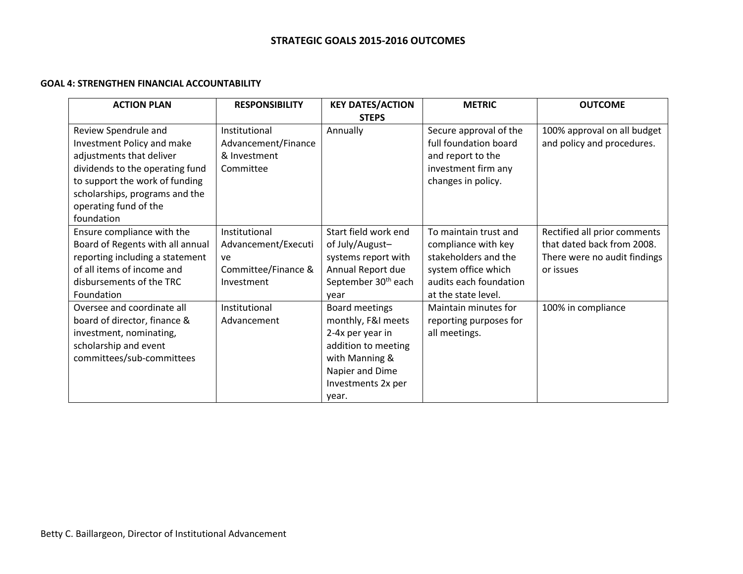## STRATEGIC GOALS 2015-2016 OUTCOMES

**GOAL 4: STRENGTHEN FINANCIAL ACCOUNTABILITY**

| ACTION PLAN | RESPONSIBILITY | KEY DATES/ACTION STEPS | METRIC | OUTCOME |
|---|---|---|---|---|
| Review Spendrule and Investment Policy and make adjustments that deliver dividends to the operating fund to support the work of funding scholarships, programs and the operating fund of the foundation | Institutional Advancement/Finance & Investment Committee | Annually | Secure approval of the full foundation board and report to the investment firm any changes in policy. | 100% approval on all budget and policy and procedures. |
| Ensure compliance with the Board of Regents with all annual reporting including a statement of all items of income and disbursements of the TRC Foundation | Institutional Advancement/Executive Committee/Finance & Investment | Start field work end of July/August– systems report with Annual Report due September 30th each year | To maintain trust and compliance with key stakeholders and the system office which audits each foundation at the state level. | Rectified all prior comments that dated back from 2008. There were no audit findings or issues |
| Oversee and coordinate all board of director, finance & investment, nominating, scholarship and event committees/sub-committees | Institutional Advancement | Board meetings monthly, F&I meets 2-4x per year in addition to meeting with Manning & Napier and Dime Investments 2x per year. | Maintain minutes for reporting purposes for all meetings. | 100% in compliance |

Betty C. Baillargeon, Director of Institutional Advancement